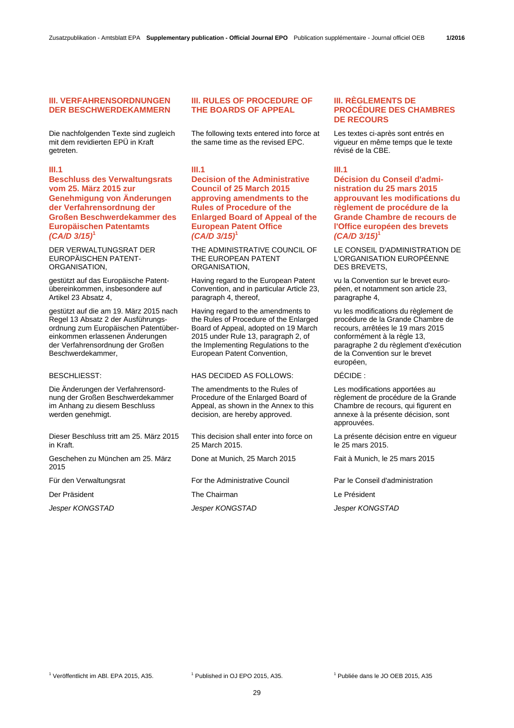## III. VERFAHRENSORDNUNGEN DER BESCHWERDEKAMMERN

Die nachfolgenden Texte sind zugleich mit dem revidierten EPÜ in Kraft getreten.

### III.1

### Beschluss des Verwaltungsrats vom 25. März 2015 zur Genehmigung von Änderungen der Verfahrensordnung der Großen Beschwerdekammer des Europäischen Patentamts *(CA/D 3/15)*[1]

DER VERWALTUNGSRAT DER EUROPÄISCHEN PATENT-ORGANISATION,

gestützt auf das Europäische Patentübereinkommen, insbesondere auf Artikel 23 Absatz 4,

gestützt auf die am 19. März 2015 nach Regel 13 Absatz 2 der Ausführungsordnung zum Europäischen Patentübereinkommen erlassenen Änderungen der Verfahrensordnung der Großen Beschwerdekammer,

BESCHLIESST:

Die Änderungen der Verfahrensordnung der Großen Beschwerdekammer im Anhang zu diesem Beschluss werden genehmigt.

Dieser Beschluss tritt am 25. März 2015 in Kraft.

Geschehen zu München am 25. März 2015

Für den Verwaltungsrat

Der Präsident

*Jesper KONGSTAD*

[1] Veröffentlicht im ABl. EPA 2015, A35.

## III. RULES OF PROCEDURE OF THE BOARDS OF APPEAL

The following texts entered into force at the same time as the revised EPC.

### III.1

### Decision of the Administrative Council of 25 March 2015 approving amendments to the Rules of Procedure of the Enlarged Board of Appeal of the European Patent Office *(CA/D 3/15)*[1]

THE ADMINISTRATIVE COUNCIL OF THE EUROPEAN PATENT ORGANISATION,

Having regard to the European Patent Convention, and in particular Article 23, paragraph 4, thereof,

Having regard to the amendments to the Rules of Procedure of the Enlarged Board of Appeal, adopted on 19 March 2015 under Rule 13, paragraph 2, of the Implementing Regulations to the European Patent Convention,

HAS DECIDED AS FOLLOWS:

The amendments to the Rules of Procedure of the Enlarged Board of Appeal, as shown in the Annex to this decision, are hereby approved.

This decision shall enter into force on 25 March 2015.

Done at Munich, 25 March 2015

For the Administrative Council

The Chairman

*Jesper KONGSTAD*

[1] Published in OJ EPO 2015, A35.

## III. RÈGLEMENTS DE PROCÉDURE DES CHAMBRES DE RECOURS

Les textes ci-après sont entrés en vigueur en même temps que le texte révisé de la CBE.

### III.1

### Décision du Conseil d'administration du 25 mars 2015 approuvant les modifications du règlement de procédure de la Grande Chambre de recours de l'Office européen des brevets *(CA/D 3/15)*[1]

LE CONSEIL D'ADMINISTRATION DE L'ORGANISATION EUROPÉENNE DES BREVETS,

vu la Convention sur le brevet européen, et notamment son article 23, paragraphe 4,

vu les modifications du règlement de procédure de la Grande Chambre de recours, arrêtées le 19 mars 2015 conformément à la règle 13, paragraphe 2 du règlement d'exécution de la Convention sur le brevet européen,

DÉCIDE :

Les modifications apportées au règlement de procédure de la Grande Chambre de recours, qui figurent en annexe à la présente décision, sont approuvées.

La présente décision entre en vigueur le 25 mars 2015.

Fait à Munich, le 25 mars 2015

Par le Conseil d'administration

Le Président

*Jesper KONGSTAD*

[1] Publiée dans le JO OEB 2015, A35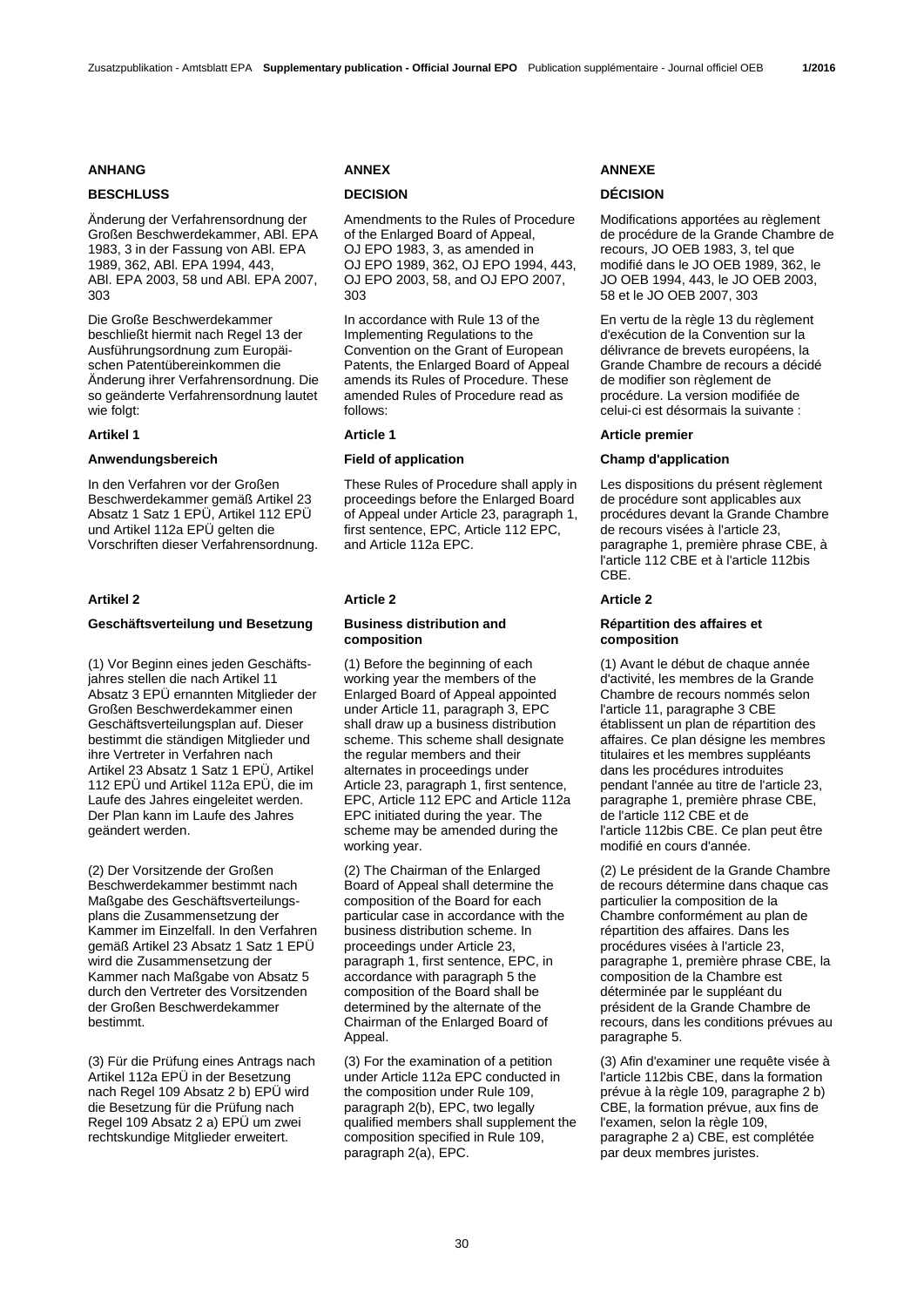## ANHANG

### BESCHLUSS

Änderung der Verfahrensordnung der Großen Beschwerdekammer, ABl. EPA 1983, 3 in der Fassung von ABl. EPA 1989, 362, ABl. EPA 1994, 443, ABl. EPA 2003, 58 und ABl. EPA 2007, 303

Die Große Beschwerdekammer beschließt hiermit nach Regel 13 der Ausführungsordnung zum Europäischen Patentübereinkommen die Änderung ihrer Verfahrensordnung. Die so geänderte Verfahrensordnung lautet wie folgt:

**Artikel 1**

**Anwendungsbereich**

In den Verfahren vor der Großen Beschwerdekammer gemäß Artikel 23 Absatz 1 Satz 1 EPÜ, Artikel 112 EPÜ und Artikel 112a EPÜ gelten die Vorschriften dieser Verfahrensordnung.

**Artikel 2**

**Geschäftsverteilung und Besetzung**

(1) Vor Beginn eines jeden Geschäftsjahres stellen die nach Artikel 11 Absatz 3 EPÜ ernannten Mitglieder der Großen Beschwerdekammer einen Geschäftsverteilungsplan auf. Dieser bestimmt die ständigen Mitglieder und ihre Vertreter in Verfahren nach Artikel 23 Absatz 1 Satz 1 EPÜ, Artikel 112 EPÜ und Artikel 112a EPÜ, die im Laufe des Jahres eingeleitet werden. Der Plan kann im Laufe des Jahres geändert werden.

(2) Der Vorsitzende der Großen Beschwerdekammer bestimmt nach Maßgabe des Geschäftsverteilungsplans die Zusammensetzung der Kammer im Einzelfall. In den Verfahren gemäß Artikel 23 Absatz 1 Satz 1 EPÜ wird die Zusammensetzung der Kammer nach Maßgabe von Absatz 5 durch den Vertreter des Vorsitzenden der Großen Beschwerdekammer bestimmt.

(3) Für die Prüfung eines Antrags nach Artikel 112a EPÜ in der Besetzung nach Regel 109 Absatz 2 b) EPÜ wird die Besetzung für die Prüfung nach Regel 109 Absatz 2 a) EPÜ um zwei rechtskundige Mitglieder erweitert.

## ANNEX

### DECISION

Amendments to the Rules of Procedure of the Enlarged Board of Appeal, OJ EPO 1983, 3, as amended in OJ EPO 1989, 362, OJ EPO 1994, 443, OJ EPO 2003, 58, and OJ EPO 2007, 303

In accordance with Rule 13 of the Implementing Regulations to the Convention on the Grant of European Patents, the Enlarged Board of Appeal amends its Rules of Procedure. These amended Rules of Procedure read as follows:

**Article 1**

**Field of application**

These Rules of Procedure shall apply in proceedings before the Enlarged Board of Appeal under Article 23, paragraph 1, first sentence, EPC, Article 112 EPC, and Article 112a EPC.

**Article 2**

**Business distribution and composition**

(1) Before the beginning of each working year the members of the Enlarged Board of Appeal appointed under Article 11, paragraph 3, EPC shall draw up a business distribution scheme. This scheme shall designate the regular members and their alternates in proceedings under Article 23, paragraph 1, first sentence, EPC, Article 112 EPC and Article 112a EPC initiated during the year. The scheme may be amended during the working year.

(2) The Chairman of the Enlarged Board of Appeal shall determine the composition of the Board for each particular case in accordance with the business distribution scheme. In proceedings under Article 23, paragraph 1, first sentence, EPC, in accordance with paragraph 5 the composition of the Board shall be determined by the alternate of the Chairman of the Enlarged Board of Appeal.

(3) For the examination of a petition under Article 112a EPC conducted in the composition under Rule 109, paragraph 2(b), EPC, two legally qualified members shall supplement the composition specified in Rule 109, paragraph 2(a), EPC.

## ANNEXE

### DÉCISION

Modifications apportées au règlement de procédure de la Grande Chambre de recours, JO OEB 1983, 3, tel que modifié dans le JO OEB 1989, 362, le JO OEB 1994, 443, le JO OEB 2003, 58 et le JO OEB 2007, 303

En vertu de la règle 13 du règlement d'exécution de la Convention sur la délivrance de brevets européens, la Grande Chambre de recours a décidé de modifier son règlement de procédure. La version modifiée de celui-ci est désormais la suivante :

**Article premier**

**Champ d'application**

Les dispositions du présent règlement de procédure sont applicables aux procédures devant la Grande Chambre de recours visées à l'article 23, paragraphe 1, première phrase CBE, à l'article 112 CBE et à l'article 112bis CBE.

**Article 2**

**Répartition des affaires et composition**

(1) Avant le début de chaque année d'activité, les membres de la Grande Chambre de recours nommés selon l'article 11, paragraphe 3 CBE établissent un plan de répartition des affaires. Ce plan désigne les membres titulaires et les membres suppléants dans les procédures introduites pendant l'année au titre de l'article 23, paragraphe 1, première phrase CBE, de l'article 112 CBE et de l'article 112bis CBE. Ce plan peut être modifié en cours d'année.

(2) Le président de la Grande Chambre de recours détermine dans chaque cas particulier la composition de la Chambre conformément au plan de répartition des affaires. Dans les procédures visées à l'article 23, paragraphe 1, première phrase CBE, la composition de la Chambre est déterminée par le suppléant du président de la Grande Chambre de recours, dans les conditions prévues au paragraphe 5.

(3) Afin d'examiner une requête visée à l'article 112bis CBE, dans la formation prévue à la règle 109, paragraphe 2 b) CBE, la formation prévue, aux fins de l'examen, selon la règle 109, paragraphe 2 a) CBE, est complétée par deux membres juristes.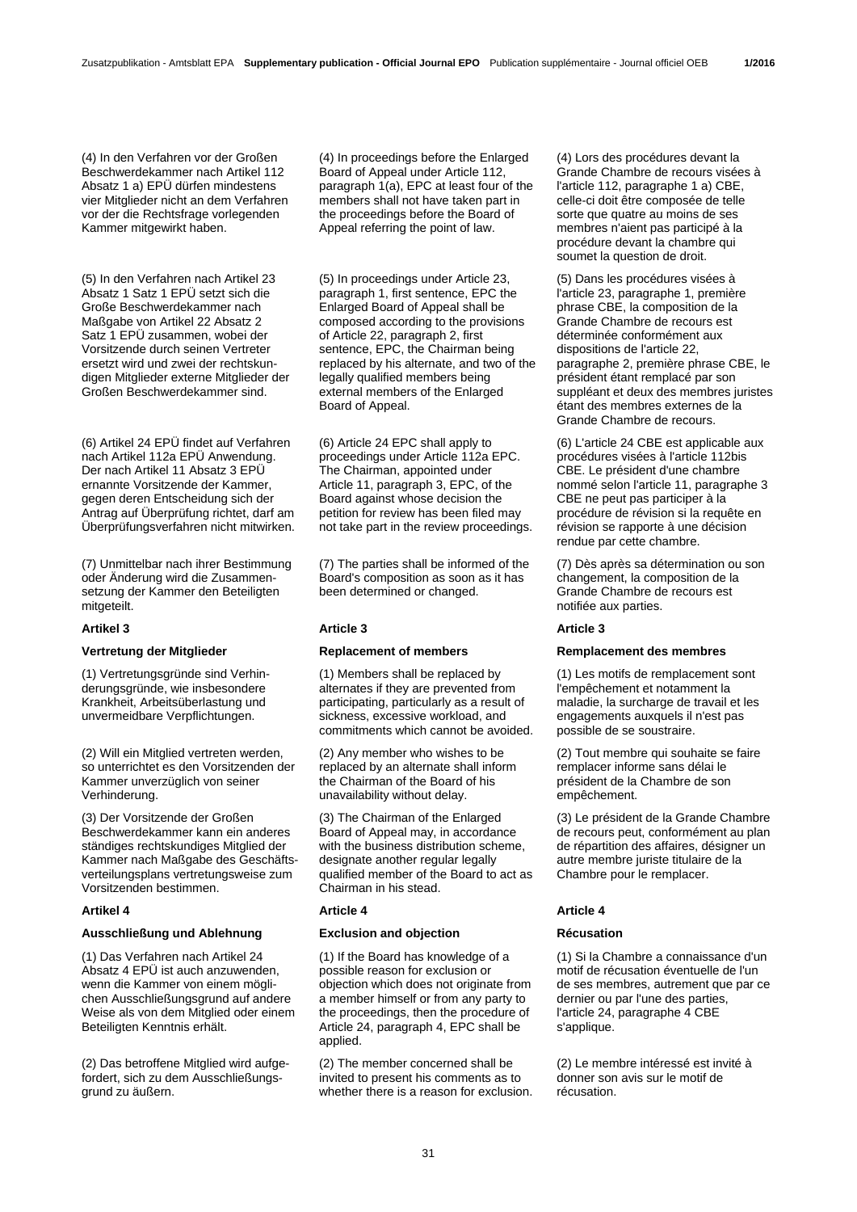(4) In den Verfahren vor der Großen Beschwerdekammer nach Artikel 112 Absatz 1 a) EPÜ dürfen mindestens vier Mitglieder nicht an dem Verfahren vor der die Rechtsfrage vorlegenden Kammer mitgewirkt haben.

(5) In den Verfahren nach Artikel 23 Absatz 1 Satz 1 EPÜ setzt sich die Große Beschwerdekammer nach Maßgabe von Artikel 22 Absatz 2 Satz 1 EPÜ zusammen, wobei der Vorsitzende durch seinen Vertreter ersetzt wird und zwei der rechtskundigen Mitglieder externe Mitglieder der Großen Beschwerdekammer sind.

(6) Artikel 24 EPÜ findet auf Verfahren nach Artikel 112a EPÜ Anwendung. Der nach Artikel 11 Absatz 3 EPÜ ernannte Vorsitzende der Kammer, gegen deren Entscheidung sich der Antrag auf Überprüfung richtet, darf am Überprüfungsverfahren nicht mitwirken.

(7) Unmittelbar nach ihrer Bestimmung oder Änderung wird die Zusammensetzung der Kammer den Beteiligten mitgeteilt.

### Artikel 3

#### Vertretung der Mitglieder

(1) Vertretungsgründe sind Verhinderungsgründe, wie insbesondere Krankheit, Arbeitsüberlastung und unvermeidbare Verpflichtungen.

(2) Will ein Mitglied vertreten werden, so unterrichtet es den Vorsitzenden der Kammer unverzüglich von seiner Verhinderung.

(3) Der Vorsitzende der Großen Beschwerdekammer kann ein anderes ständiges rechtskundiges Mitglied der Kammer nach Maßgabe des Geschäftsverteilungsplans vertretungsweise zum Vorsitzenden bestimmen.

### Artikel 4

#### Ausschließung und Ablehnung

(1) Das Verfahren nach Artikel 24 Absatz 4 EPÜ ist auch anzuwenden, wenn die Kammer von einem möglichen Ausschließungsgrund auf andere Weise als von dem Mitglied oder einem Beteiligten Kenntnis erhält.

(2) Das betroffene Mitglied wird aufgefordert, sich zu dem Ausschließungsgrund zu äußern.

(4) In proceedings before the Enlarged Board of Appeal under Article 112, paragraph 1(a), EPC at least four of the members shall not have taken part in the proceedings before the Board of Appeal referring the point of law.

(5) In proceedings under Article 23, paragraph 1, first sentence, EPC the Enlarged Board of Appeal shall be composed according to the provisions of Article 22, paragraph 2, first sentence, EPC, the Chairman being replaced by his alternate, and two of the legally qualified members being external members of the Enlarged Board of Appeal.

(6) Article 24 EPC shall apply to proceedings under Article 112a EPC. The Chairman, appointed under Article 11, paragraph 3, EPC, of the Board against whose decision the petition for review has been filed may not take part in the review proceedings.

(7) The parties shall be informed of the Board's composition as soon as it has been determined or changed.

### Article 3

#### Replacement of members

(1) Members shall be replaced by alternates if they are prevented from participating, particularly as a result of sickness, excessive workload, and commitments which cannot be avoided.

(2) Any member who wishes to be replaced by an alternate shall inform the Chairman of the Board of his unavailability without delay.

(3) The Chairman of the Enlarged Board of Appeal may, in accordance with the business distribution scheme, designate another regular legally qualified member of the Board to act as Chairman in his stead.

### Article 4

#### Exclusion and objection

(1) If the Board has knowledge of a possible reason for exclusion or objection which does not originate from a member himself or from any party to the proceedings, then the procedure of Article 24, paragraph 4, EPC shall be applied.

(2) The member concerned shall be invited to present his comments as to whether there is a reason for exclusion.

(4) Lors des procédures devant la Grande Chambre de recours visées à l'article 112, paragraphe 1 a) CBE, celle-ci doit être composée de telle sorte que quatre au moins de ses membres n'aient pas participé à la procédure devant la chambre qui soumet la question de droit.

(5) Dans les procédures visées à l'article 23, paragraphe 1, première phrase CBE, la composition de la Grande Chambre de recours est déterminée conformément aux dispositions de l'article 22, paragraphe 2, première phrase CBE, le président étant remplacé par son suppléant et deux des membres juristes étant des membres externes de la Grande Chambre de recours.

(6) L'article 24 CBE est applicable aux procédures visées à l'article 112bis CBE. Le président d'une chambre nommé selon l'article 11, paragraphe 3 CBE ne peut pas participer à la procédure de révision si la requête en révision se rapporte à une décision rendue par cette chambre.

(7) Dès après sa détermination ou son changement, la composition de la Grande Chambre de recours est notifiée aux parties.

### Article 3

#### Remplacement des membres

(1) Les motifs de remplacement sont l'empêchement et notamment la maladie, la surcharge de travail et les engagements auxquels il n'est pas possible de se soustraire.

(2) Tout membre qui souhaite se faire remplacer informe sans délai le président de la Chambre de son empêchement.

(3) Le président de la Grande Chambre de recours peut, conformément au plan de répartition des affaires, désigner un autre membre juriste titulaire de la Chambre pour le remplacer.

### Article 4

#### Récusation

(1) Si la Chambre a connaissance d'un motif de récusation éventuelle de l'un de ses membres, autrement que par ce dernier ou par l'une des parties, l'article 24, paragraphe 4 CBE s'applique.

(2) Le membre intéressé est invité à donner son avis sur le motif de récusation.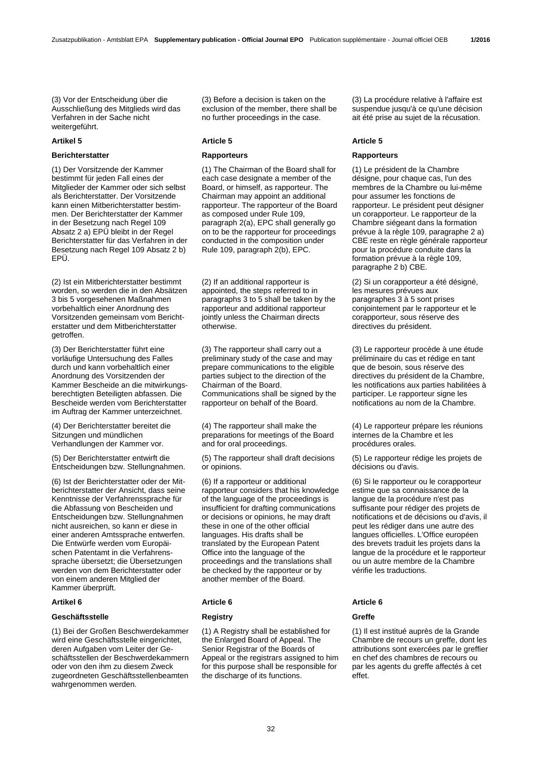(3) Vor der Entscheidung über die Ausschließung des Mitglieds wird das Verfahren in der Sache nicht weitergeführt.

**Artikel 5**

**Berichterstatter**

(1) Der Vorsitzende der Kammer bestimmt für jeden Fall eines der Mitglieder der Kammer oder sich selbst als Berichterstatter. Der Vorsitzende kann einen Mitberichterstatter bestimmen. Der Berichterstatter der Kammer in der Besetzung nach Regel 109 Absatz 2 a) EPÜ bleibt in der Regel Berichterstatter für das Verfahren in der Besetzung nach Regel 109 Absatz 2 b) EPÜ.

(2) Ist ein Mitberichterstatter bestimmt worden, so werden die in den Absätzen 3 bis 5 vorgesehenen Maßnahmen vorbehaltlich einer Anordnung des Vorsitzenden gemeinsam vom Berichterstatter und dem Mitberichterstatter getroffen.

(3) Der Berichterstatter führt eine vorläufige Untersuchung des Falles durch und kann vorbehaltlich einer Anordnung des Vorsitzenden der Kammer Bescheide an die mitwirkungsberechtigten Beteiligten abfassen. Die Bescheide werden vom Berichterstatter im Auftrag der Kammer unterzeichnet.

(4) Der Berichterstatter bereitet die Sitzungen und mündlichen Verhandlungen der Kammer vor.

(5) Der Berichterstatter entwirft die Entscheidungen bzw. Stellungnahmen.

(6) Ist der Berichterstatter oder der Mitberichterstatter der Ansicht, dass seine Kenntnisse der Verfahrenssprache für die Abfassung von Bescheiden und Entscheidungen bzw. Stellungnahmen nicht ausreichen, so kann er diese in einer anderen Amtssprache entwerfen. Die Entwürfe werden vom Europäischen Patentamt in die Verfahrenssprache übersetzt; die Übersetzungen werden von dem Berichterstatter oder von einem anderen Mitglied der Kammer überprüft.

**Artikel 6**

**Geschäftsstelle**

(1) Bei der Großen Beschwerdekammer wird eine Geschäftsstelle eingerichtet, deren Aufgaben vom Leiter der Geschäftsstellen der Beschwerdekammern oder von den ihm zu diesem Zweck zugeordneten Geschäftsstellenbeamten wahrgenommen werden.

(3) Before a decision is taken on the exclusion of the member, there shall be no further proceedings in the case.

**Article 5**

**Rapporteurs**

(1) The Chairman of the Board shall for each case designate a member of the Board, or himself, as rapporteur. The Chairman may appoint an additional rapporteur. The rapporteur of the Board as composed under Rule 109, paragraph 2(a), EPC shall generally go on to be the rapporteur for proceedings conducted in the composition under Rule 109, paragraph 2(b), EPC.

(2) If an additional rapporteur is appointed, the steps referred to in paragraphs 3 to 5 shall be taken by the rapporteur and additional rapporteur jointly unless the Chairman directs otherwise.

(3) The rapporteur shall carry out a preliminary study of the case and may prepare communications to the eligible parties subject to the direction of the Chairman of the Board. Communications shall be signed by the rapporteur on behalf of the Board.

(4) The rapporteur shall make the preparations for meetings of the Board and for oral proceedings.

(5) The rapporteur shall draft decisions or opinions.

(6) If a rapporteur or additional rapporteur considers that his knowledge of the language of the proceedings is insufficient for drafting communications or decisions or opinions, he may draft these in one of the other official languages. His drafts shall be translated by the European Patent Office into the language of the proceedings and the translations shall be checked by the rapporteur or by another member of the Board.

**Article 6**

**Registry**

(1) A Registry shall be established for the Enlarged Board of Appeal. The Senior Registrar of the Boards of Appeal or the registrars assigned to him for this purpose shall be responsible for the discharge of its functions.

(3) La procédure relative à l'affaire est suspendue jusqu'à ce qu'une décision ait été prise au sujet de la récusation.

**Article 5**

**Rapporteurs**

(1) Le président de la Chambre désigne, pour chaque cas, l'un des membres de la Chambre ou lui-même pour assumer les fonctions de rapporteur. Le président peut désigner un corapporteur. Le rapporteur de la Chambre siégeant dans la formation prévue à la règle 109, paragraphe 2 a) CBE reste en règle générale rapporteur pour la procédure conduite dans la formation prévue à la règle 109, paragraphe 2 b) CBE.

(2) Si un corapporteur a été désigné, les mesures prévues aux paragraphes 3 à 5 sont prises conjointement par le rapporteur et le corapporteur, sous réserve des directives du président.

(3) Le rapporteur procède à une étude préliminaire du cas et rédige en tant que de besoin, sous réserve des directives du président de la Chambre, les notifications aux parties habilitées à participer. Le rapporteur signe les notifications au nom de la Chambre.

(4) Le rapporteur prépare les réunions internes de la Chambre et les procédures orales.

(5) Le rapporteur rédige les projets de décisions ou d'avis.

(6) Si le rapporteur ou le corapporteur estime que sa connaissance de la langue de la procédure n'est pas suffisante pour rédiger des projets de notifications et de décisions ou d'avis, il peut les rédiger dans une autre des langues officielles. L'Office européen des brevets traduit les projets dans la langue de la procédure et le rapporteur ou un autre membre de la Chambre vérifie les traductions.

**Article 6**

**Greffe**

(1) Il est institué auprès de la Grande Chambre de recours un greffe, dont les attributions sont exercées par le greffier en chef des chambres de recours ou par les agents du greffe affectés à cet effet.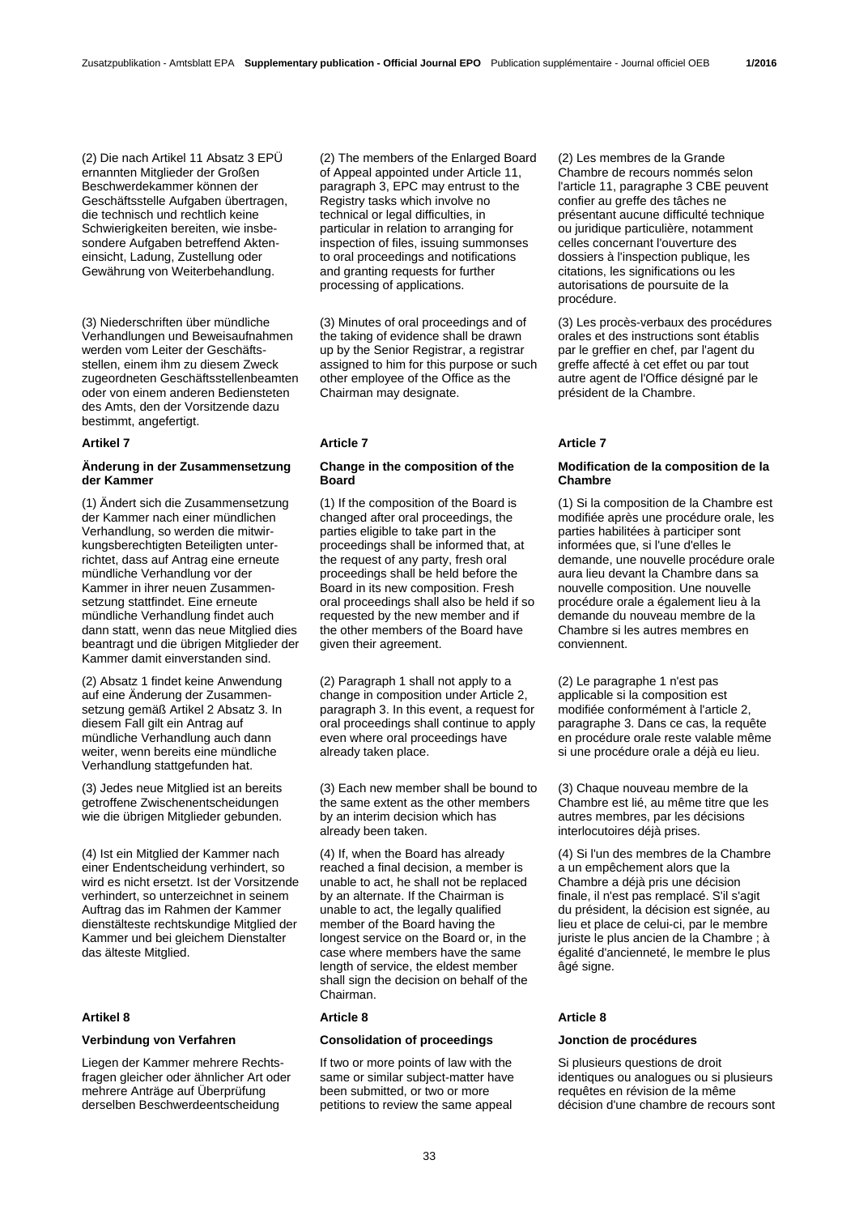(2) Die nach Artikel 11 Absatz 3 EPÜ ernannten Mitglieder der Großen Beschwerdekammer können der Geschäftsstelle Aufgaben übertragen, die technisch und rechtlich keine Schwierigkeiten bereiten, wie insbesondere Aufgaben betreffend Akteneinsicht, Ladung, Zustellung oder Gewährung von Weiterbehandlung.

(3) Niederschriften über mündliche Verhandlungen und Beweisaufnahmen werden vom Leiter der Geschäftsstellen, einem ihm zu diesem Zweck zugeordneten Geschäftsstellenbeamten oder von einem anderen Bediensteten des Amts, den der Vorsitzende dazu bestimmt, angefertigt.

**Artikel 7**

**Änderung in der Zusammensetzung der Kammer**

(1) Ändert sich die Zusammensetzung der Kammer nach einer mündlichen Verhandlung, so werden die mitwirkungsberechtigten Beteiligten unterrichtet, dass auf Antrag eine erneute mündliche Verhandlung vor der Kammer in ihrer neuen Zusammensetzung stattfindet. Eine erneute mündliche Verhandlung findet auch dann statt, wenn das neue Mitglied dies beantragt und die übrigen Mitglieder der Kammer damit einverstanden sind.

(2) Absatz 1 findet keine Anwendung auf eine Änderung der Zusammensetzung gemäß Artikel 2 Absatz 3. In diesem Fall gilt ein Antrag auf mündliche Verhandlung auch dann weiter, wenn bereits eine mündliche Verhandlung stattgefunden hat.

(3) Jedes neue Mitglied ist an bereits getroffene Zwischenentscheidungen wie die übrigen Mitglieder gebunden.

(4) Ist ein Mitglied der Kammer nach einer Endentscheidung verhindert, so wird es nicht ersetzt. Ist der Vorsitzende verhindert, so unterzeichnet in seinem Auftrag das im Rahmen der Kammer dienstälteste rechtskundige Mitglied der Kammer und bei gleichem Dienstalter das älteste Mitglied.

**Artikel 8**

**Verbindung von Verfahren**

Liegen der Kammer mehrere Rechtsfragen gleicher oder ähnlicher Art oder mehrere Anträge auf Überprüfung derselben Beschwerdeentscheidung

(2) The members of the Enlarged Board of Appeal appointed under Article 11, paragraph 3, EPC may entrust to the Registry tasks which involve no technical or legal difficulties, in particular in relation to arranging for inspection of files, issuing summonses to oral proceedings and notifications and granting requests for further processing of applications.

(3) Minutes of oral proceedings and of the taking of evidence shall be drawn up by the Senior Registrar, a registrar assigned to him for this purpose or such other employee of the Office as the Chairman may designate.

**Article 7**

**Change in the composition of the Board**

(1) If the composition of the Board is changed after oral proceedings, the parties eligible to take part in the proceedings shall be informed that, at the request of any party, fresh oral proceedings shall be held before the Board in its new composition. Fresh oral proceedings shall also be held if so requested by the new member and if the other members of the Board have given their agreement.

(2) Paragraph 1 shall not apply to a change in composition under Article 2, paragraph 3. In this event, a request for oral proceedings shall continue to apply even where oral proceedings have already taken place.

(3) Each new member shall be bound to the same extent as the other members by an interim decision which has already been taken.

(4) If, when the Board has already reached a final decision, a member is unable to act, he shall not be replaced by an alternate. If the Chairman is unable to act, the legally qualified member of the Board having the longest service on the Board or, in the case where members have the same length of service, the eldest member shall sign the decision on behalf of the Chairman.

**Article 8**

**Consolidation of proceedings**

If two or more points of law with the same or similar subject-matter have been submitted, or two or more petitions to review the same appeal

(2) Les membres de la Grande Chambre de recours nommés selon l'article 11, paragraphe 3 CBE peuvent confier au greffe des tâches ne présentant aucune difficulté technique ou juridique particulière, notamment celles concernant l'ouverture des dossiers à l'inspection publique, les citations, les significations ou les autorisations de poursuite de la procédure.

(3) Les procès-verbaux des procédures orales et des instructions sont établis par le greffier en chef, par l'agent du greffe affecté à cet effet ou par tout autre agent de l'Office désigné par le président de la Chambre.

**Article 7**

**Modification de la composition de la Chambre**

(1) Si la composition de la Chambre est modifiée après une procédure orale, les parties habilitées à participer sont informées que, si l'une d'elles le demande, une nouvelle procédure orale aura lieu devant la Chambre dans sa nouvelle composition. Une nouvelle procédure orale a également lieu à la demande du nouveau membre de la Chambre si les autres membres en conviennent.

(2) Le paragraphe 1 n'est pas applicable si la composition est modifiée conformément à l'article 2, paragraphe 3. Dans ce cas, la requête en procédure orale reste valable même si une procédure orale a déjà eu lieu.

(3) Chaque nouveau membre de la Chambre est lié, au même titre que les autres membres, par les décisions interlocutoires déjà prises.

(4) Si l'un des membres de la Chambre a un empêchement alors que la Chambre a déjà pris une décision finale, il n'est pas remplacé. S'il s'agit du président, la décision est signée, au lieu et place de celui-ci, par le membre juriste le plus ancien de la Chambre ; à égalité d'ancienneté, le membre le plus âgé signe.

**Article 8**

**Jonction de procédures**

Si plusieurs questions de droit identiques ou analogues ou si plusieurs requêtes en révision de la même décision d'une chambre de recours sont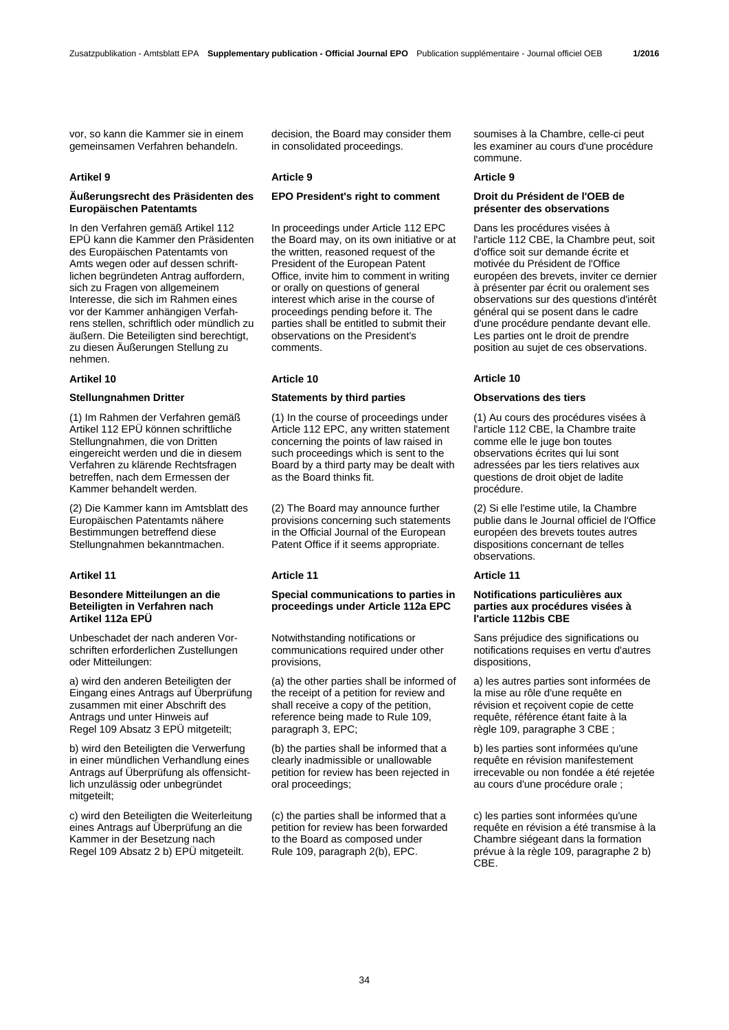vor, so kann die Kammer sie in einem gemeinsamen Verfahren behandeln.

### Artikel 9

**Äußerungsrecht des Präsidenten des Europäischen Patentamts**

In den Verfahren gemäß Artikel 112 EPÜ kann die Kammer den Präsidenten des Europäischen Patentamts von Amts wegen oder auf dessen schriftlichen begründeten Antrag auffordern, sich zu Fragen von allgemeinem Interesse, die sich im Rahmen eines vor der Kammer anhängigen Verfahrens stellen, schriftlich oder mündlich zu äußern. Die Beteiligten sind berechtigt, zu diesen Äußerungen Stellung zu nehmen.

### Artikel 10

**Stellungnahmen Dritter**

(1) Im Rahmen der Verfahren gemäß Artikel 112 EPÜ können schriftliche Stellungnahmen, die von Dritten eingereicht werden und die in diesem Verfahren zu klärende Rechtsfragen betreffen, nach dem Ermessen der Kammer behandelt werden.

(2) Die Kammer kann im Amtsblatt des Europäischen Patentamts nähere Bestimmungen betreffend diese Stellungnahmen bekanntmachen.

### Artikel 11

**Besondere Mitteilungen an die Beteiligten in Verfahren nach Artikel 112a EPÜ**

Unbeschadet der nach anderen Vorschriften erforderlichen Zustellungen oder Mitteilungen:

a) wird den anderen Beteiligten der Eingang eines Antrags auf Überprüfung zusammen mit einer Abschrift des Antrags und unter Hinweis auf Regel 109 Absatz 3 EPÜ mitgeteilt;

b) wird den Beteiligten die Verwerfung in einer mündlichen Verhandlung eines Antrags auf Überprüfung als offensichtlich unzulässig oder unbegründet mitgeteilt;

c) wird den Beteiligten die Weiterleitung eines Antrags auf Überprüfung an die Kammer in der Besetzung nach Regel 109 Absatz 2 b) EPÜ mitgeteilt.

decision, the Board may consider them in consolidated proceedings.

### Article 9

**EPO President's right to comment**

In proceedings under Article 112 EPC the Board may, on its own initiative or at the written, reasoned request of the President of the European Patent Office, invite him to comment in writing or orally on questions of general interest which arise in the course of proceedings pending before it. The parties shall be entitled to submit their observations on the President's comments.

### Article 10

**Statements by third parties**

(1) In the course of proceedings under Article 112 EPC, any written statement concerning the points of law raised in such proceedings which is sent to the Board by a third party may be dealt with as the Board thinks fit.

(2) The Board may announce further provisions concerning such statements in the Official Journal of the European Patent Office if it seems appropriate.

### Article 11

**Special communications to parties in proceedings under Article 112a EPC**

Notwithstanding notifications or communications required under other provisions,

(a) the other parties shall be informed of the receipt of a petition for review and shall receive a copy of the petition, reference being made to Rule 109, paragraph 3, EPC;

(b) the parties shall be informed that a clearly inadmissible or unallowable petition for review has been rejected in oral proceedings;

(c) the parties shall be informed that a petition for review has been forwarded to the Board as composed under Rule 109, paragraph 2(b), EPC.

soumises à la Chambre, celle-ci peut les examiner au cours d'une procédure commune.

### Article 9

**Droit du Président de l'OEB de présenter des observations**

Dans les procédures visées à l'article 112 CBE, la Chambre peut, soit d'office soit sur demande écrite et motivée du Président de l'Office européen des brevets, inviter ce dernier à présenter par écrit ou oralement ses observations sur des questions d'intérêt général qui se posent dans le cadre d'une procédure pendante devant elle. Les parties ont le droit de prendre position au sujet de ces observations.

### Article 10

**Observations des tiers**

(1) Au cours des procédures visées à l'article 112 CBE, la Chambre traite comme elle le juge bon toutes observations écrites qui lui sont adressées par les tiers relatives aux questions de droit objet de ladite procédure.

(2) Si elle l'estime utile, la Chambre publie dans le Journal officiel de l'Office européen des brevets toutes autres dispositions concernant de telles observations.

### Article 11

**Notifications particulières aux parties aux procédures visées à l'article 112bis CBE**

Sans préjudice des significations ou notifications requises en vertu d'autres dispositions,

a) les autres parties sont informées de la mise au rôle d'une requête en révision et reçoivent copie de cette requête, référence étant faite à la règle 109, paragraphe 3 CBE ;

b) les parties sont informées qu'une requête en révision manifestement irrecevable ou non fondée a été rejetée au cours d'une procédure orale ;

c) les parties sont informées qu'une requête en révision a été transmise à la Chambre siégeant dans la formation prévue à la règle 109, paragraphe 2 b) CBE.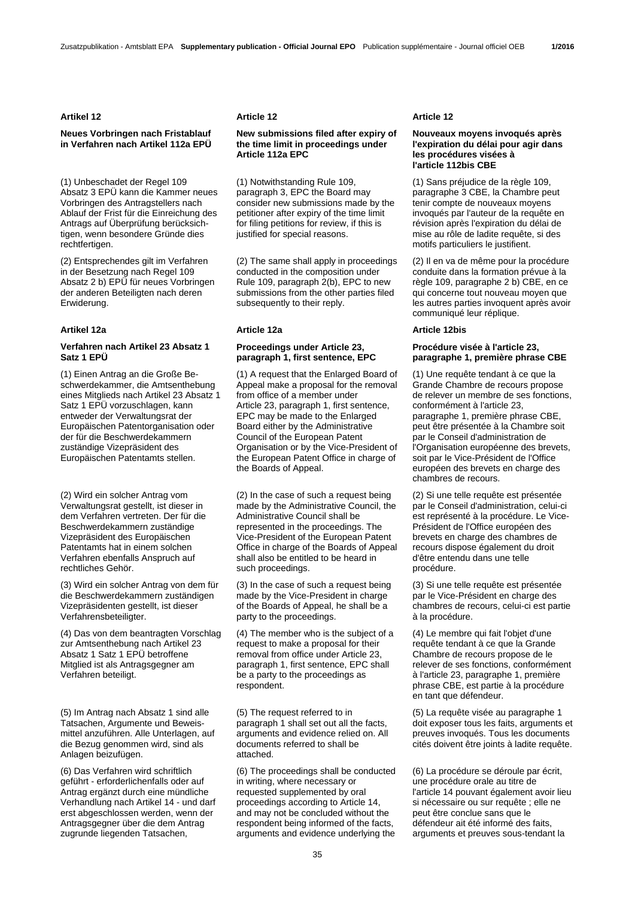**Artikel 12**

**Neues Vorbringen nach Fristablauf in Verfahren nach Artikel 112a EPÜ**

(1) Unbeschadet der Regel 109 Absatz 3 EPÜ kann die Kammer neues Vorbringen des Antragstellers nach Ablauf der Frist für die Einreichung des Antrags auf Überprüfung berücksichtigen, wenn besondere Gründe dies rechtfertigen.

(2) Entsprechendes gilt im Verfahren in der Besetzung nach Regel 109 Absatz 2 b) EPÜ für neues Vorbringen der anderen Beteiligten nach deren Erwiderung.

**Artikel 12a**

**Verfahren nach Artikel 23 Absatz 1 Satz 1 EPÜ**

(1) Einen Antrag an die Große Beschwerdekammer, die Amtsenthebung eines Mitglieds nach Artikel 23 Absatz 1 Satz 1 EPÜ vorzuschlagen, kann entweder der Verwaltungsrat der Europäischen Patentorganisation oder der für die Beschwerdekammern zuständige Vizepräsident des Europäischen Patentamts stellen.

(2) Wird ein solcher Antrag vom Verwaltungsrat gestellt, ist dieser in dem Verfahren vertreten. Der für die Beschwerdekammern zuständige Vizepräsident des Europäischen Patentamts hat in einem solchen Verfahren ebenfalls Anspruch auf rechtliches Gehör.

(3) Wird ein solcher Antrag von dem für die Beschwerdekammern zuständigen Vizepräsidenten gestellt, ist dieser Verfahrensbeteiligter.

(4) Das von dem beantragten Vorschlag zur Amtsenthebung nach Artikel 23 Absatz 1 Satz 1 EPÜ betroffene Mitglied ist als Antragsgegner am Verfahren beteiligt.

(5) Im Antrag nach Absatz 1 sind alle Tatsachen, Argumente und Beweismittel anzuführen. Alle Unterlagen, auf die Bezug genommen wird, sind als Anlagen beizufügen.

(6) Das Verfahren wird schriftlich geführt - erforderlichenfalls oder auf Antrag ergänzt durch eine mündliche Verhandlung nach Artikel 14 - und darf erst abgeschlossen werden, wenn der Antragsgegner über die dem Antrag zugrunde liegenden Tatsachen,

**Article 12**

**New submissions filed after expiry of the time limit in proceedings under Article 112a EPC**

(1) Notwithstanding Rule 109, paragraph 3, EPC the Board may consider new submissions made by the petitioner after expiry of the time limit for filing petitions for review, if this is justified for special reasons.

(2) The same shall apply in proceedings conducted in the composition under Rule 109, paragraph 2(b), EPC to new submissions from the other parties filed subsequently to their reply.

**Article 12a**

**Proceedings under Article 23, paragraph 1, first sentence, EPC**

(1) A request that the Enlarged Board of Appeal make a proposal for the removal from office of a member under Article 23, paragraph 1, first sentence, EPC may be made to the Enlarged Board either by the Administrative Council of the European Patent Organisation or by the Vice-President of the European Patent Office in charge of the Boards of Appeal.

(2) In the case of such a request being made by the Administrative Council, the Administrative Council shall be represented in the proceedings. The Vice-President of the European Patent Office in charge of the Boards of Appeal shall also be entitled to be heard in such proceedings.

(3) In the case of such a request being made by the Vice-President in charge of the Boards of Appeal, he shall be a party to the proceedings.

(4) The member who is the subject of a request to make a proposal for their removal from office under Article 23, paragraph 1, first sentence, EPC shall be a party to the proceedings as respondent.

(5) The request referred to in paragraph 1 shall set out all the facts, arguments and evidence relied on. All documents referred to shall be attached.

(6) The proceedings shall be conducted in writing, where necessary or requested supplemented by oral proceedings according to Article 14, and may not be concluded without the respondent being informed of the facts, arguments and evidence underlying the

**Article 12**

**Nouveaux moyens invoqués après l'expiration du délai pour agir dans les procédures visées à l'article 112bis CBE**

(1) Sans préjudice de la règle 109, paragraphe 3 CBE, la Chambre peut tenir compte de nouveaux moyens invoqués par l'auteur de la requête en révision après l'expiration du délai de mise au rôle de ladite requête, si des motifs particuliers le justifient.

(2) Il en va de même pour la procédure conduite dans la formation prévue à la règle 109, paragraphe 2 b) CBE, en ce qui concerne tout nouveau moyen que les autres parties invoquent après avoir communiqué leur réplique.

**Article 12bis**

**Procédure visée à l'article 23, paragraphe 1, première phrase CBE**

(1) Une requête tendant à ce que la Grande Chambre de recours propose de relever un membre de ses fonctions, conformément à l'article 23, paragraphe 1, première phrase CBE, peut être présentée à la Chambre soit par le Conseil d'administration de l'Organisation européenne des brevets, soit par le Vice-Président de l'Office européen des brevets en charge des chambres de recours.

(2) Si une telle requête est présentée par le Conseil d'administration, celui-ci est représenté à la procédure. Le Vice-Président de l'Office européen des brevets en charge des chambres de recours dispose également du droit d'être entendu dans une telle procédure.

(3) Si une telle requête est présentée par le Vice-Président en charge des chambres de recours, celui-ci est partie à la procédure.

(4) Le membre qui fait l'objet d'une requête tendant à ce que la Grande Chambre de recours propose de le relever de ses fonctions, conformément à l'article 23, paragraphe 1, première phrase CBE, est partie à la procédure en tant que défendeur.

(5) La requête visée au paragraphe 1 doit exposer tous les faits, arguments et preuves invoqués. Tous les documents cités doivent être joints à ladite requête.

(6) La procédure se déroule par écrit, une procédure orale au titre de l'article 14 pouvant également avoir lieu si nécessaire ou sur requête ; elle ne peut être conclue sans que le défendeur ait été informé des faits, arguments et preuves sous-tendant la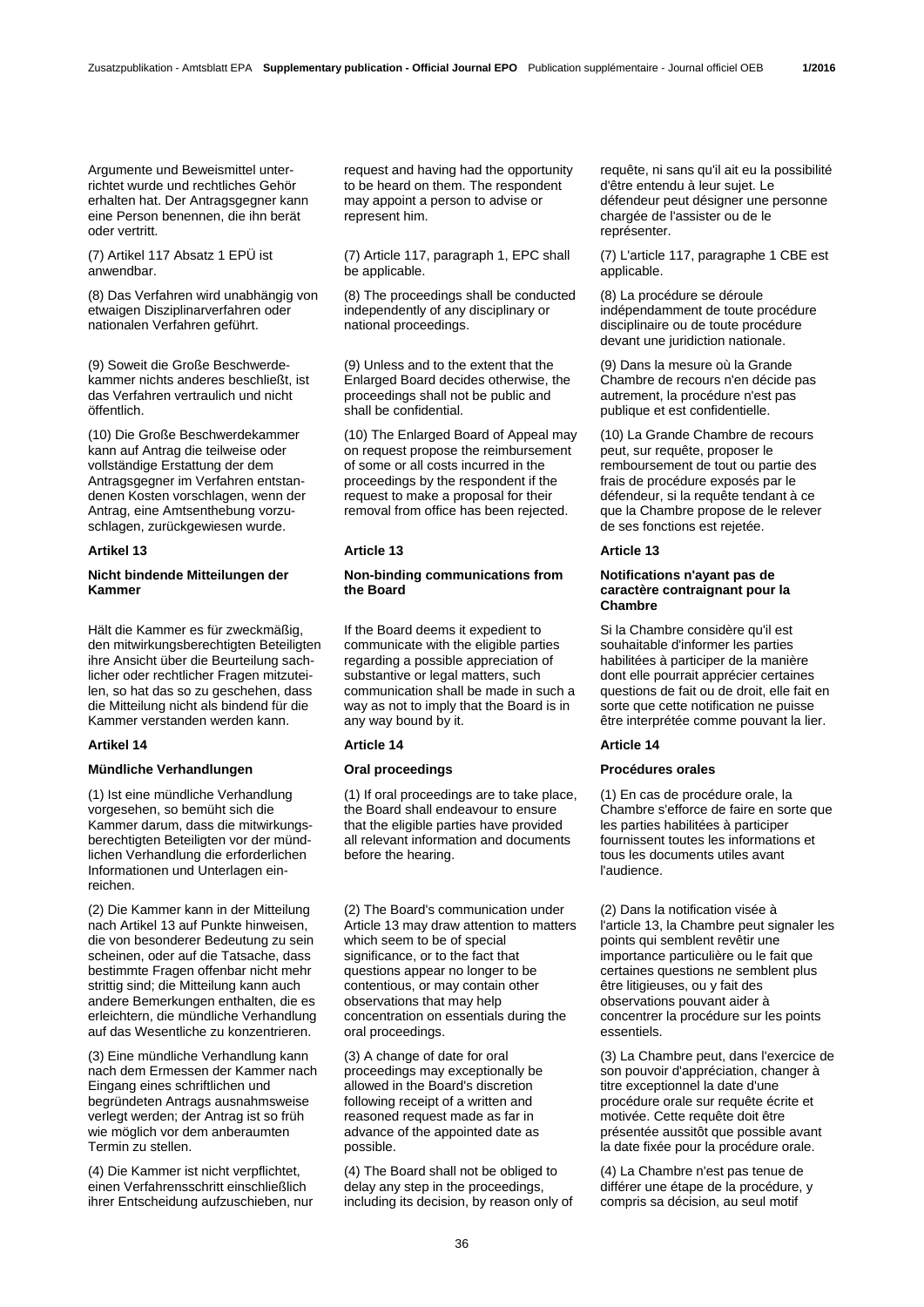Argumente und Beweismittel unterrichtet wurde und rechtliches Gehör erhalten hat. Der Antragsgegner kann eine Person benennen, die ihn berät oder vertritt.

(7) Artikel 117 Absatz 1 EPÜ ist anwendbar.

(8) Das Verfahren wird unabhängig von etwaigen Disziplinarverfahren oder nationalen Verfahren geführt.

(9) Soweit die Große Beschwerdekammer nichts anderes beschließt, ist das Verfahren vertraulich und nicht öffentlich.

(10) Die Große Beschwerdekammer kann auf Antrag die teilweise oder vollständige Erstattung der dem Antragsgegner im Verfahren entstandenen Kosten vorschlagen, wenn der Antrag, eine Amtsenthebung vorzuschlagen, zurückgewiesen wurde.

## Artikel 13

### Nicht bindende Mitteilungen der Kammer

Hält die Kammer es für zweckmäßig, den mitwirkungsberechtigten Beteiligten ihre Ansicht über die Beurteilung sachlicher oder rechtlicher Fragen mitzuteilen, so hat das so zu geschehen, dass die Mitteilung nicht als bindend für die Kammer verstanden werden kann.

## Artikel 14

### Mündliche Verhandlungen

(1) Ist eine mündliche Verhandlung vorgesehen, so bemüht sich die Kammer darum, dass die mitwirkungsberechtigten Beteiligten vor der mündlichen Verhandlung die erforderlichen Informationen und Unterlagen einreichen.

(2) Die Kammer kann in der Mitteilung nach Artikel 13 auf Punkte hinweisen, die von besonderer Bedeutung zu sein scheinen, oder auf die Tatsache, dass bestimmte Fragen offenbar nicht mehr strittig sind; die Mitteilung kann auch andere Bemerkungen enthalten, die es erleichtern, die mündliche Verhandlung auf das Wesentliche zu konzentrieren.

(3) Eine mündliche Verhandlung kann nach dem Ermessen der Kammer nach Eingang eines schriftlichen und begründeten Antrags ausnahmsweise verlegt werden; der Antrag ist so früh wie möglich vor dem anberaumten Termin zu stellen.

(4) Die Kammer ist nicht verpflichtet, einen Verfahrensschritt einschließlich ihrer Entscheidung aufzuschieben, nur

request and having had the opportunity to be heard on them. The respondent may appoint a person to advise or represent him.

(7) Article 117, paragraph 1, EPC shall be applicable.

(8) The proceedings shall be conducted independently of any disciplinary or national proceedings.

(9) Unless and to the extent that the Enlarged Board decides otherwise, the proceedings shall not be public and shall be confidential.

(10) The Enlarged Board of Appeal may on request propose the reimbursement of some or all costs incurred in the proceedings by the respondent if the request to make a proposal for their removal from office has been rejected.

## Article 13

### Non-binding communications from the Board

If the Board deems it expedient to communicate with the eligible parties regarding a possible appreciation of substantive or legal matters, such communication shall be made in such a way as not to imply that the Board is in any way bound by it.

## Article 14

### Oral proceedings

(1) If oral proceedings are to take place, the Board shall endeavour to ensure that the eligible parties have provided all relevant information and documents before the hearing.

(2) The Board's communication under Article 13 may draw attention to matters which seem to be of special significance, or to the fact that questions appear no longer to be contentious, or may contain other observations that may help concentration on essentials during the oral proceedings.

(3) A change of date for oral proceedings may exceptionally be allowed in the Board's discretion following receipt of a written and reasoned request made as far in advance of the appointed date as possible.

(4) The Board shall not be obliged to delay any step in the proceedings, including its decision, by reason only of

requête, ni sans qu'il ait eu la possibilité d'être entendu à leur sujet. Le défendeur peut désigner une personne chargée de l'assister ou de le représenter.

(7) L'article 117, paragraphe 1 CBE est applicable.

(8) La procédure se déroule indépendamment de toute procédure disciplinaire ou de toute procédure devant une juridiction nationale.

(9) Dans la mesure où la Grande Chambre de recours n'en décide pas autrement, la procédure n'est pas publique et est confidentielle.

(10) La Grande Chambre de recours peut, sur requête, proposer le remboursement de tout ou partie des frais de procédure exposés par le défendeur, si la requête tendant à ce que la Chambre propose de le relever de ses fonctions est rejetée.

## Article 13

### Notifications n'ayant pas de caractère contraignant pour la Chambre

Si la Chambre considère qu'il est souhaitable d'informer les parties habilitées à participer de la manière dont elle pourrait apprécier certaines questions de fait ou de droit, elle fait en sorte que cette notification ne puisse être interprétée comme pouvant la lier.

## Article 14

### Procédures orales

(1) En cas de procédure orale, la Chambre s'efforce de faire en sorte que les parties habilitées à participer fournissent toutes les informations et tous les documents utiles avant l'audience.

(2) Dans la notification visée à l'article 13, la Chambre peut signaler les points qui semblent revêtir une importance particulière ou le fait que certaines questions ne semblent plus être litigieuses, ou y faire des observations pouvant aider à concentrer la procédure sur les points essentiels.

(3) La Chambre peut, dans l'exercice de son pouvoir d'appréciation, changer à titre exceptionnel la date d'une procédure orale sur requête écrite et motivée. Cette requête doit être présentée aussitôt que possible avant la date fixée pour la procédure orale.

(4) La Chambre n'est pas tenue de différer une étape de la procédure, y compris sa décision, au seul motif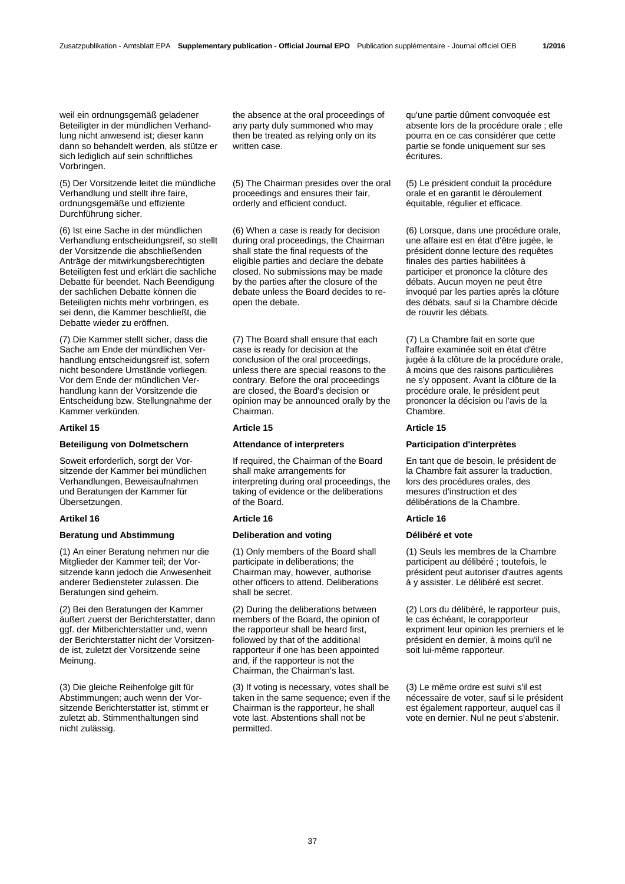weil ein ordnungsgemäß geladener Beteiligter in der mündlichen Verhandlung nicht anwesend ist; dieser kann dann so behandelt werden, als stütze er sich lediglich auf sein schriftliches Vorbringen.

(5) Der Vorsitzende leitet die mündliche Verhandlung und stellt ihre faire, ordnungsgemäße und effiziente Durchführung sicher.

(6) Ist eine Sache in der mündlichen Verhandlung entscheidungsreif, so stellt der Vorsitzende die abschließenden Anträge der mitwirkungsberechtigten Beteiligten fest und erklärt die sachliche Debatte für beendet. Nach Beendigung der sachlichen Debatte können die Beteiligten nichts mehr vorbringen, es sei denn, die Kammer beschließt, die Debatte wieder zu eröffnen.

(7) Die Kammer stellt sicher, dass die Sache am Ende der mündlichen Verhandlung entscheidungsreif ist, sofern nicht besondere Umstände vorliegen. Vor dem Ende der mündlichen Verhandlung kann der Vorsitzende die Entscheidung bzw. Stellungnahme der Kammer verkünden.

**Artikel 15**

**Beteiligung von Dolmetschern**

Soweit erforderlich, sorgt der Vorsitzende der Kammer bei mündlichen Verhandlungen, Beweisaufnahmen und Beratungen der Kammer für Übersetzungen.

**Artikel 16**

**Beratung und Abstimmung**

(1) An einer Beratung nehmen nur die Mitglieder der Kammer teil; der Vorsitzende kann jedoch die Anwesenheit anderer Bediensteter zulassen. Die Beratungen sind geheim.

(2) Bei den Beratungen der Kammer äußert zuerst der Berichterstatter, dann ggf. der Mitberichterstatter und, wenn der Berichterstatter nicht der Vorsitzende ist, zuletzt der Vorsitzende seine Meinung.

(3) Die gleiche Reihenfolge gilt für Abstimmungen; auch wenn der Vorsitzende Berichterstatter ist, stimmt er zuletzt ab. Stimmenthaltungen sind nicht zulässig.

the absence at the oral proceedings of any party duly summoned who may then be treated as relying only on its written case.

(5) The Chairman presides over the oral proceedings and ensures their fair, orderly and efficient conduct.

(6) When a case is ready for decision during oral proceedings, the Chairman shall state the final requests of the eligible parties and declare the debate closed. No submissions may be made by the parties after the closure of the debate unless the Board decides to re-open the debate.

(7) The Board shall ensure that each case is ready for decision at the conclusion of the oral proceedings, unless there are special reasons to the contrary. Before the oral proceedings are closed, the Board's decision or opinion may be announced orally by the Chairman.

**Article 15**

**Attendance of interpreters**

If required, the Chairman of the Board shall make arrangements for interpreting during oral proceedings, the taking of evidence or the deliberations of the Board.

**Article 16**

**Deliberation and voting**

(1) Only members of the Board shall participate in deliberations; the Chairman may, however, authorise other officers to attend. Deliberations shall be secret.

(2) During the deliberations between members of the Board, the opinion of the rapporteur shall be heard first, followed by that of the additional rapporteur if one has been appointed and, if the rapporteur is not the Chairman, the Chairman's last.

(3) If voting is necessary, votes shall be taken in the same sequence; even if the Chairman is the rapporteur, he shall vote last. Abstentions shall not be permitted.

qu'une partie dûment convoquée est absente lors de la procédure orale ; elle pourra en ce cas considérer que cette partie se fonde uniquement sur ses écritures.

(5) Le président conduit la procédure orale et en garantit le déroulement équitable, régulier et efficace.

(6) Lorsque, dans une procédure orale, une affaire est en état d'être jugée, le président donne lecture des requêtes finales des parties habilitées à participer et prononce la clôture des débats. Aucun moyen ne peut être invoqué par les parties après la clôture des débats, sauf si la Chambre décide de rouvrir les débats.

(7) La Chambre fait en sorte que l'affaire examinée soit en état d'être jugée à la clôture de la procédure orale, à moins que des raisons particulières ne s'y opposent. Avant la clôture de la procédure orale, le président peut prononcer la décision ou l'avis de la Chambre.

**Article 15**

**Participation d'interprètes**

En tant que de besoin, le président de la Chambre fait assurer la traduction, lors des procédures orales, des mesures d'instruction et des délibérations de la Chambre.

**Article 16**

**Délibéré et vote**

(1) Seuls les membres de la Chambre participent au délibéré ; toutefois, le président peut autoriser d'autres agents à y assister. Le délibéré est secret.

(2) Lors du délibéré, le rapporteur puis, le cas échéant, le corapporteur expriment leur opinion les premiers et le président en dernier, à moins qu'il ne soit lui-même rapporteur.

(3) Le même ordre est suivi s'il est nécessaire de voter, sauf si le président est également rapporteur, auquel cas il vote en dernier. Nul ne peut s'abstenir.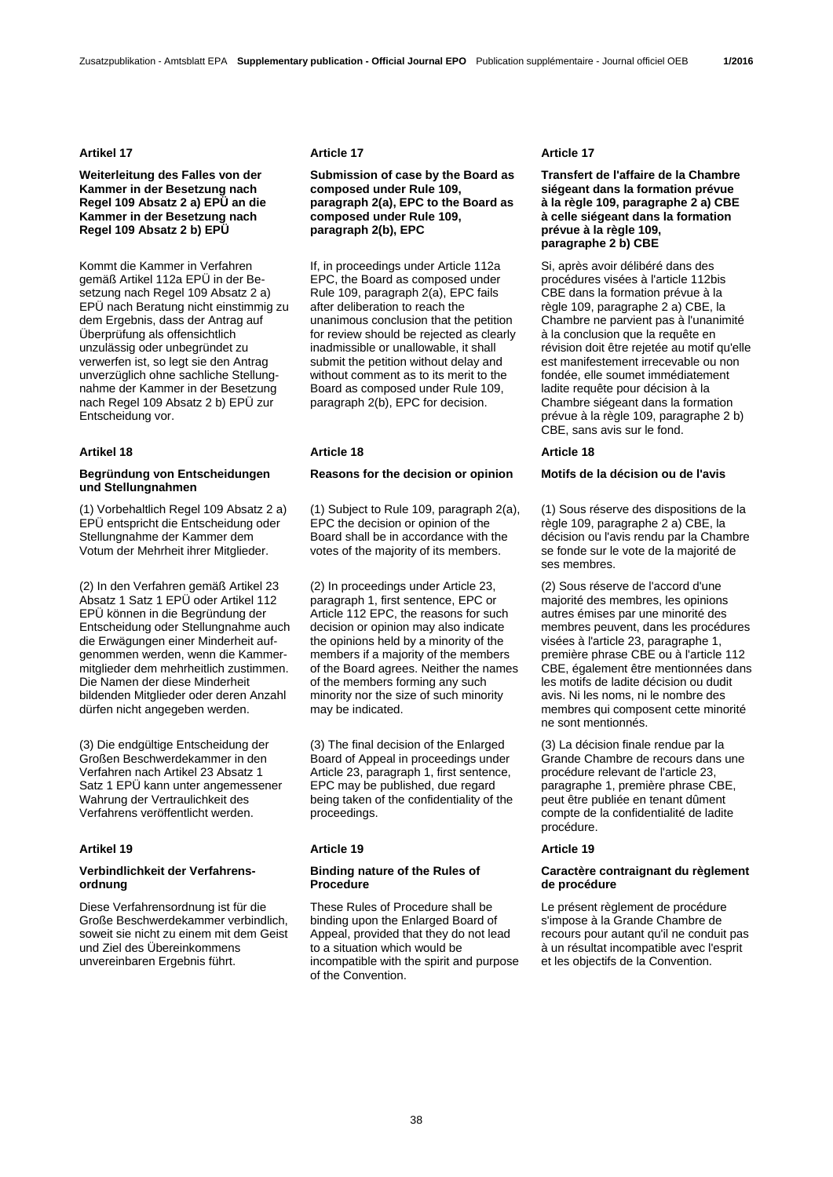### Artikel 17

**Weiterleitung des Falles von der Kammer in der Besetzung nach Regel 109 Absatz 2 a) EPÜ an die Kammer in der Besetzung nach Regel 109 Absatz 2 b) EPÜ**

Kommt die Kammer in Verfahren gemäß Artikel 112a EPÜ in der Besetzung nach Regel 109 Absatz 2 a) EPÜ nach Beratung nicht einstimmig zu dem Ergebnis, dass der Antrag auf Überprüfung als offensichtlich unzulässig oder unbegründet zu verwerfen ist, so legt sie den Antrag unverzüglich ohne sachliche Stellungnahme der Kammer in der Besetzung nach Regel 109 Absatz 2 b) EPÜ zur Entscheidung vor.

### Artikel 18

**Begründung von Entscheidungen und Stellungnahmen**

(1) Vorbehaltlich Regel 109 Absatz 2 a) EPÜ entspricht die Entscheidung oder Stellungnahme der Kammer dem Votum der Mehrheit ihrer Mitglieder.

(2) In den Verfahren gemäß Artikel 23 Absatz 1 Satz 1 EPÜ oder Artikel 112 EPÜ können in die Begründung der Entscheidung oder Stellungnahme auch die Erwägungen einer Minderheit aufgenommen werden, wenn die Kammermitglieder dem mehrheitlich zustimmen. Die Namen der diese Minderheit bildenden Mitglieder oder deren Anzahl dürfen nicht angegeben werden.

(3) Die endgültige Entscheidung der Großen Beschwerdekammer in den Verfahren nach Artikel 23 Absatz 1 Satz 1 EPÜ kann unter angemessener Wahrung der Vertraulichkeit des Verfahrens veröffentlicht werden.

### Artikel 19

**Verbindlichkeit der Verfahrensordnung**

Diese Verfahrensordnung ist für die Große Beschwerdekammer verbindlich, soweit sie nicht zu einem mit dem Geist und Ziel des Übereinkommens unvereinbaren Ergebnis führt.

### Article 17

**Submission of case by the Board as composed under Rule 109, paragraph 2(a), EPC to the Board as composed under Rule 109, paragraph 2(b), EPC**

If, in proceedings under Article 112a EPC, the Board as composed under Rule 109, paragraph 2(a), EPC fails after deliberation to reach the unanimous conclusion that the petition for review should be rejected as clearly inadmissible or unallowable, it shall submit the petition without delay and without comment as to its merit to the Board as composed under Rule 109, paragraph 2(b), EPC for decision.

### Article 18

**Reasons for the decision or opinion**

(1) Subject to Rule 109, paragraph 2(a), EPC the decision or opinion of the Board shall be in accordance with the votes of the majority of its members.

(2) In proceedings under Article 23, paragraph 1, first sentence, EPC or Article 112 EPC, the reasons for such decision or opinion may also indicate the opinions held by a minority of the members if a majority of the members of the Board agrees. Neither the names of the members forming any such minority nor the size of such minority may be indicated.

(3) The final decision of the Enlarged Board of Appeal in proceedings under Article 23, paragraph 1, first sentence, EPC may be published, due regard being taken of the confidentiality of the proceedings.

### Article 19

**Binding nature of the Rules of Procedure**

These Rules of Procedure shall be binding upon the Enlarged Board of Appeal, provided that they do not lead to a situation which would be incompatible with the spirit and purpose of the Convention.

### Article 17

**Transfert de l'affaire de la Chambre siégeant dans la formation prévue à la règle 109, paragraphe 2 a) CBE à celle siégeant dans la formation prévue à la règle 109, paragraphe 2 b) CBE**

Si, après avoir délibéré dans des procédures visées à l'article 112bis CBE dans la formation prévue à la règle 109, paragraphe 2 a) CBE, la Chambre ne parvient pas à l'unanimité à la conclusion que la requête en révision doit être rejetée au motif qu'elle est manifestement irrecevable ou non fondée, elle soumet immédiatement ladite requête pour décision à la Chambre siégeant dans la formation prévue à la règle 109, paragraphe 2 b) CBE, sans avis sur le fond.

### Article 18

**Motifs de la décision ou de l'avis**

(1) Sous réserve des dispositions de la règle 109, paragraphe 2 a) CBE, la décision ou l'avis rendu par la Chambre se fonde sur le vote de la majorité de ses membres.

(2) Sous réserve de l'accord d'une majorité des membres, les opinions autres émises par une minorité des membres peuvent, dans les procédures visées à l'article 23, paragraphe 1, première phrase CBE ou à l'article 112 CBE, également être mentionnées dans les motifs de ladite décision ou dudit avis. Ni les noms, ni le nombre des membres qui composent cette minorité ne sont mentionnés.

(3) La décision finale rendue par la Grande Chambre de recours dans une procédure relevant de l'article 23, paragraphe 1, première phrase CBE, peut être publiée en tenant dûment compte de la confidentialité de ladite procédure.

### Article 19

**Caractère contraignant du règlement de procédure**

Le présent règlement de procédure s'impose à la Grande Chambre de recours pour autant qu'il ne conduit pas à un résultat incompatible avec l'esprit et les objectifs de la Convention.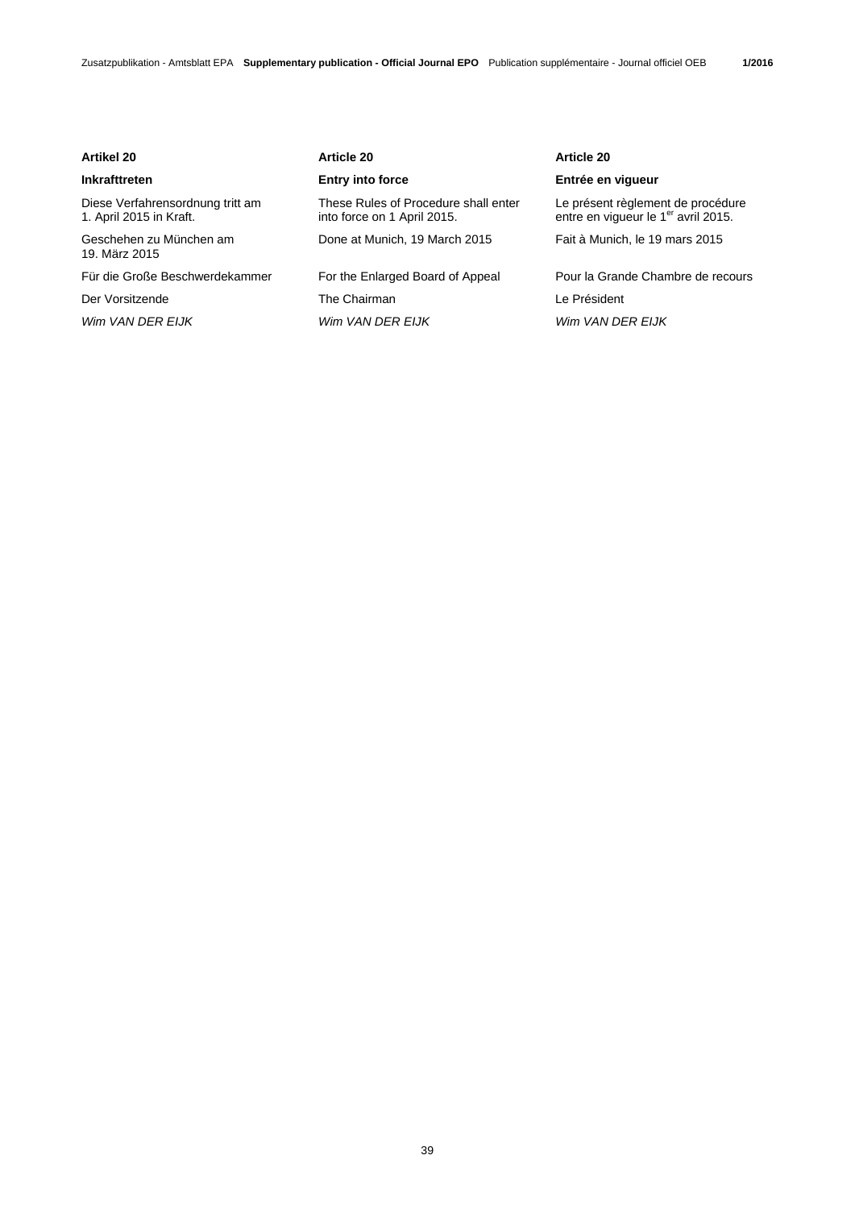**Artikel 20**

**Inkrafttreten**

Diese Verfahrensordnung tritt am 1. April 2015 in Kraft.

Geschehen zu München am 19. März 2015

Für die Große Beschwerdekammer

Der Vorsitzende

*Wim VAN DER EIJK*

**Article 20**

**Entry into force**

These Rules of Procedure shall enter into force on 1 April 2015.

Done at Munich, 19 March 2015

For the Enlarged Board of Appeal

The Chairman

*Wim VAN DER EIJK*

**Article 20**

**Entrée en vigueur**

Le présent règlement de procédure entre en vigueur le 1er avril 2015.

Fait à Munich, le 19 mars 2015

Pour la Grande Chambre de recours

Le Président

*Wim VAN DER EIJK*